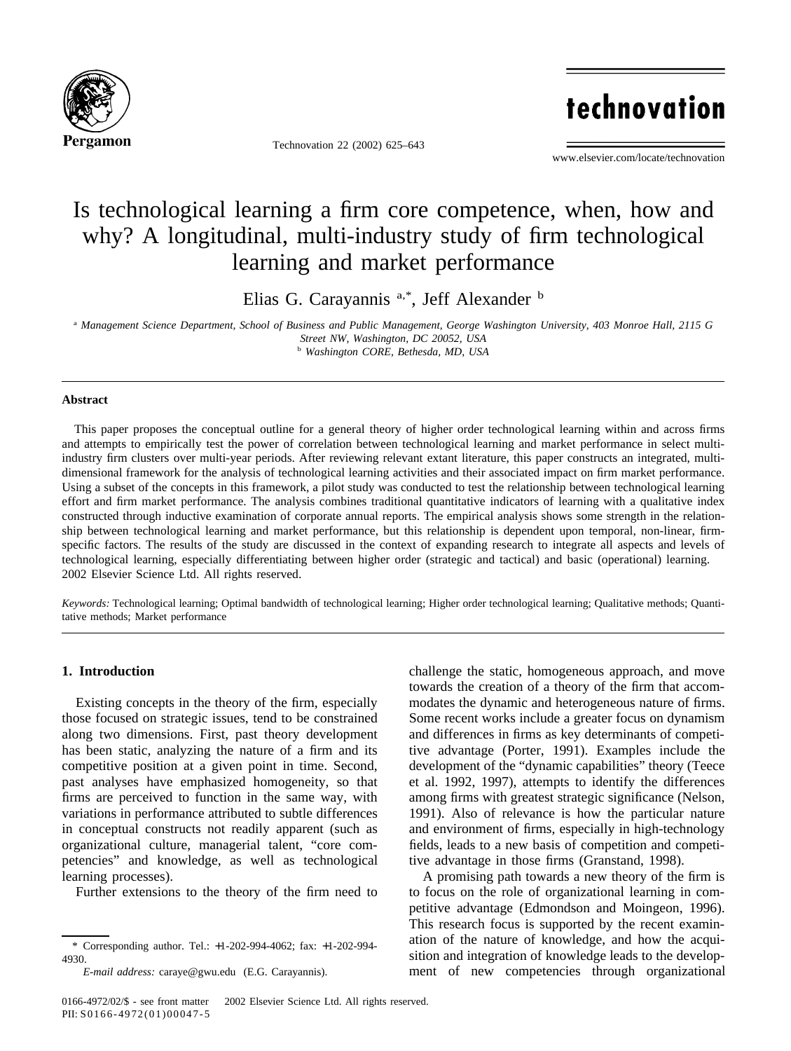# Is technological learning a firm core competence, when, how and why? A longitudinal, multi-industry study of firm technological learning and market performance

Elias G. Carayannis [a,*], Jeff Alexander [b]

[a] *Management Science Department, School of Business and Public Management, George Washington University, 403 Monroe Hall, 2115 G Street NW, Washington, DC 20052, USA*

[b] *Washington CORE, Bethesda, MD, USA*

## Abstract

This paper proposes the conceptual outline for a general theory of higher order technological learning within and across firms and attempts to empirically test the power of correlation between technological learning and market performance in select multi-industry firm clusters over multi-year periods. After reviewing relevant extant literature, this paper constructs an integrated, multi-dimensional framework for the analysis of technological learning activities and their associated impact on firm market performance. Using a subset of the concepts in this framework, a pilot study was conducted to test the relationship between technological learning effort and firm market performance. The analysis combines traditional quantitative indicators of learning with a qualitative index constructed through inductive examination of corporate annual reports. The empirical analysis shows some strength in the relationship between technological learning and market performance, but this relationship is dependent upon temporal, non-linear, firm-specific factors. The results of the study are discussed in the context of expanding research to integrate all aspects and levels of technological learning, especially differentiating between higher order (strategic and tactical) and basic (operational) learning.
2002 Elsevier Science Ltd. All rights reserved.

*Keywords:* Technological learning; Optimal bandwidth of technological learning; Higher order technological learning; Qualitative methods; Quantitative methods; Market performance

## 1. Introduction

Existing concepts in the theory of the firm, especially those focused on strategic issues, tend to be constrained along two dimensions. First, past theory development has been static, analyzing the nature of a firm and its competitive position at a given point in time. Second, past analyses have emphasized homogeneity, so that firms are perceived to function in the same way, with variations in performance attributed to subtle differences in conceptual constructs not readily apparent (such as organizational culture, managerial talent, "core competencies" and knowledge, as well as technological learning processes).

Further extensions to the theory of the firm need to challenge the static, homogeneous approach, and move towards the creation of a theory of the firm that accommodates the dynamic and heterogeneous nature of firms. Some recent works include a greater focus on dynamism and differences in firms as key determinants of competitive advantage (Porter, 1991). Examples include the development of the "dynamic capabilities" theory (Teece et al. 1992, 1997), attempts to identify the differences among firms with greatest strategic significance (Nelson, 1991). Also of relevance is how the particular nature and environment of firms, especially in high-technology fields, leads to a new basis of competition and competitive advantage in those firms (Granstand, 1998).

A promising path towards a new theory of the firm is to focus on the role of organizational learning in competitive advantage (Edmondson and Moingeon, 1996). This research focus is supported by the recent examination of the nature of knowledge, and how the acquisition and integration of knowledge leads to the development of new competencies through organizational

\* Corresponding author. Tel.: +1-202-994-4062; fax: +1-202-994-4930.

*E-mail address:* caraye@gwu.edu (E.G. Carayannis).

0166-4972/02/$ - see front matter 2002 Elsevier Science Ltd. All rights reserved.
PII: S0166-4972(01)00047-5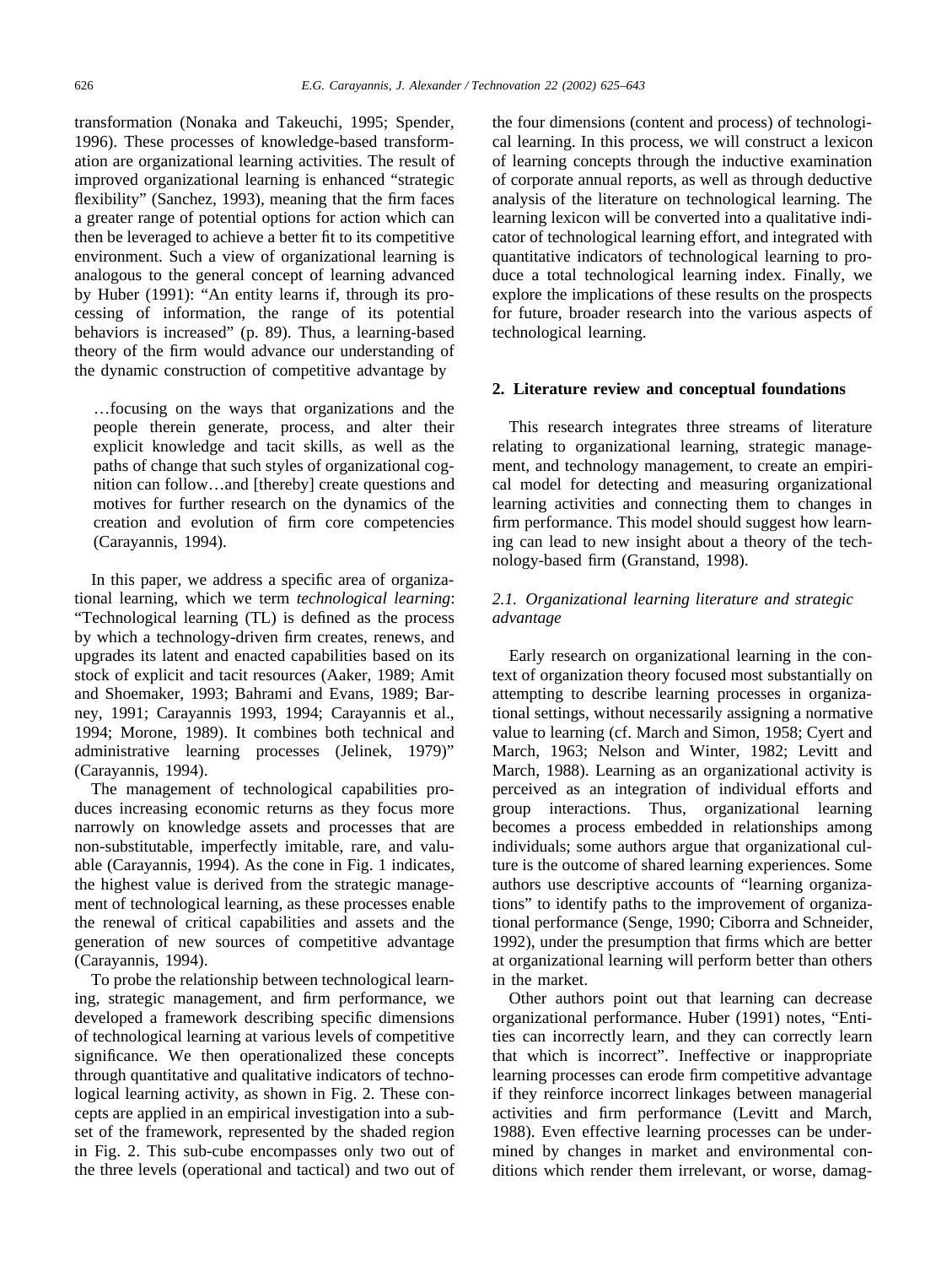transformation (Nonaka and Takeuchi, 1995; Spender, 1996). These processes of knowledge-based transformation are organizational learning activities. The result of improved organizational learning is enhanced "strategic flexibility" (Sanchez, 1993), meaning that the firm faces a greater range of potential options for action which can then be leveraged to achieve a better fit to its competitive environment. Such a view of organizational learning is analogous to the general concept of learning advanced by Huber (1991): "An entity learns if, through its processing of information, the range of its potential behaviors is increased" (p. 89). Thus, a learning-based theory of the firm would advance our understanding of the dynamic construction of competitive advantage by

> …focusing on the ways that organizations and the people therein generate, process, and alter their explicit knowledge and tacit skills, as well as the paths of change that such styles of organizational cognition can follow…and [thereby] create questions and motives for further research on the dynamics of the creation and evolution of firm core competencies (Carayannis, 1994).

In this paper, we address a specific area of organizational learning, which we term *technological learning*: "Technological learning (TL) is defined as the process by which a technology-driven firm creates, renews, and upgrades its latent and enacted capabilities based on its stock of explicit and tacit resources (Aaker, 1989; Amit and Shoemaker, 1993; Bahrami and Evans, 1989; Barney, 1991; Carayannis 1993, 1994; Carayannis et al., 1994; Morone, 1989). It combines both technical and administrative learning processes (Jelinek, 1979)" (Carayannis, 1994).

The management of technological capabilities produces increasing economic returns as they focus more narrowly on knowledge assets and processes that are non-substitutable, imperfectly imitable, rare, and valuable (Carayannis, 1994). As the cone in Fig. 1 indicates, the highest value is derived from the strategic management of technological learning, as these processes enable the renewal of critical capabilities and assets and the generation of new sources of competitive advantage (Carayannis, 1994).

To probe the relationship between technological learning, strategic management, and firm performance, we developed a framework describing specific dimensions of technological learning at various levels of competitive significance. We then operationalized these concepts through quantitative and qualitative indicators of technological learning activity, as shown in Fig. 2. These concepts are applied in an empirical investigation into a subset of the framework, represented by the shaded region in Fig. 2. This sub-cube encompasses only two out of the three levels (operational and tactical) and two out of the four dimensions (content and process) of technological learning. In this process, we will construct a lexicon of learning concepts through the inductive examination of corporate annual reports, as well as through deductive analysis of the literature on technological learning. The learning lexicon will be converted into a qualitative indicator of technological learning effort, and integrated with quantitative indicators of technological learning to produce a total technological learning index. Finally, we explore the implications of these results on the prospects for future, broader research into the various aspects of technological learning.

## 2. Literature review and conceptual foundations

This research integrates three streams of literature relating to organizational learning, strategic management, and technology management, to create an empirical model for detecting and measuring organizational learning activities and connecting them to changes in firm performance. This model should suggest how learning can lead to new insight about a theory of the technology-based firm (Granstand, 1998).

### *2.1. Organizational learning literature and strategic advantage*

Early research on organizational learning in the context of organization theory focused most substantially on attempting to describe learning processes in organizational settings, without necessarily assigning a normative value to learning (cf. March and Simon, 1958; Cyert and March, 1963; Nelson and Winter, 1982; Levitt and March, 1988). Learning as an organizational activity is perceived as an integration of individual efforts and group interactions. Thus, organizational learning becomes a process embedded in relationships among individuals; some authors argue that organizational culture is the outcome of shared learning experiences. Some authors use descriptive accounts of "learning organizations" to identify paths to the improvement of organizational performance (Senge, 1990; Ciborra and Schneider, 1992), under the presumption that firms which are better at organizational learning will perform better than others in the market.

Other authors point out that learning can decrease organizational performance. Huber (1991) notes, "Entities can incorrectly learn, and they can correctly learn that which is incorrect". Ineffective or inappropriate learning processes can erode firm competitive advantage if they reinforce incorrect linkages between managerial activities and firm performance (Levitt and March, 1988). Even effective learning processes can be undermined by changes in market and environmental conditions which render them irrelevant, or worse, damag-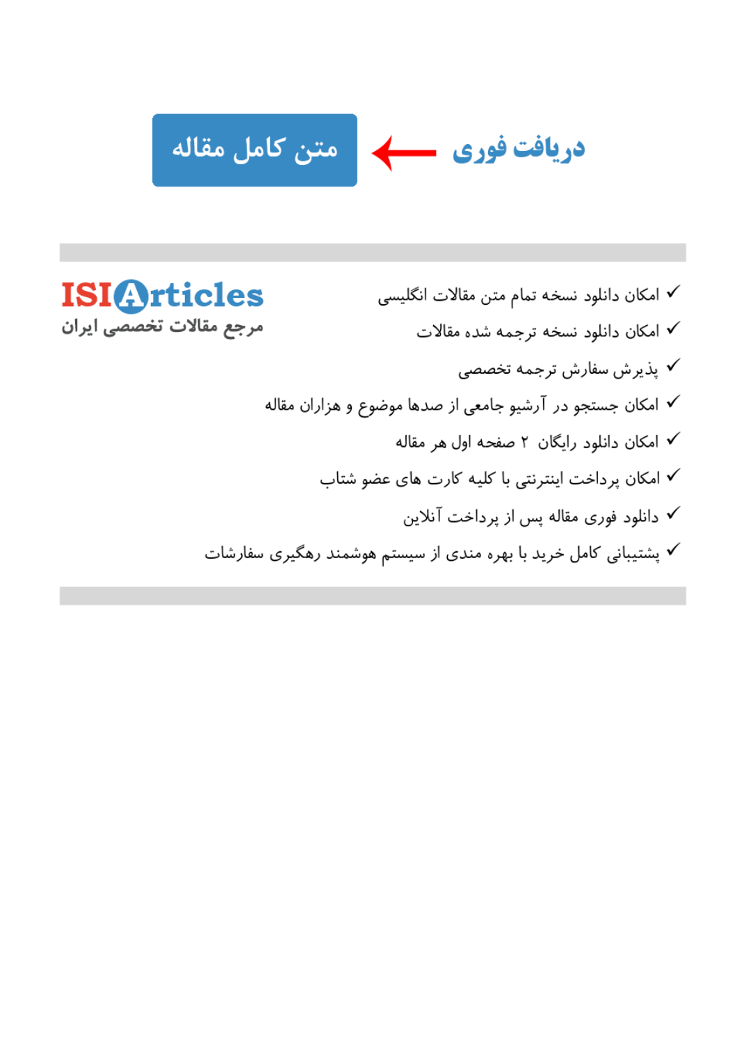دریافت فوری ← **متن کامل مقاله**

**ISIArticles**
مرجع مقالات تخصصی ایران

- ✓ امکان دانلود نسخه تمام متن مقالات انگلیسی
- ✓ امکان دانلود نسخه ترجمه شده مقالات
- ✓ پذیرش سفارش ترجمه تخصصی
- ✓ امکان جستجو در آرشیو جامعی از صدها موضوع و هزاران مقاله
- ✓ امکان دانلود رایگان ۲ صفحه اول هر مقاله
- ✓ امکان پرداخت اینترنتی با کلیه کارت های عضو شتاب
- ✓ دانلود فوری مقاله پس از پرداخت آنلاین
- ✓ پشتیبانی کامل خرید با بهره مندی از سیستم هوشمند رهگیری سفارشات